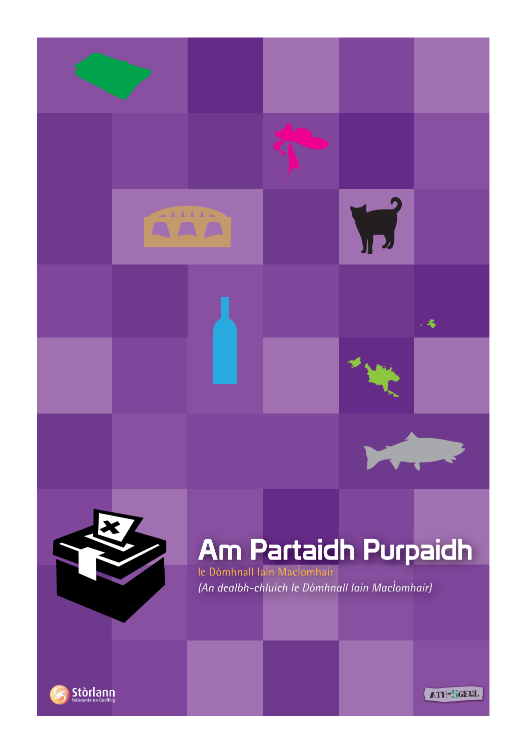# Am Partaidh Purpaidh

le Dòmhnall Iain MacÌomhair

*(An dealbh-chluich le Dòmhnall Iain MacÌomhair)*

Stòrlann
Nàiseanta na Gàidhlig

ATH-SGEUL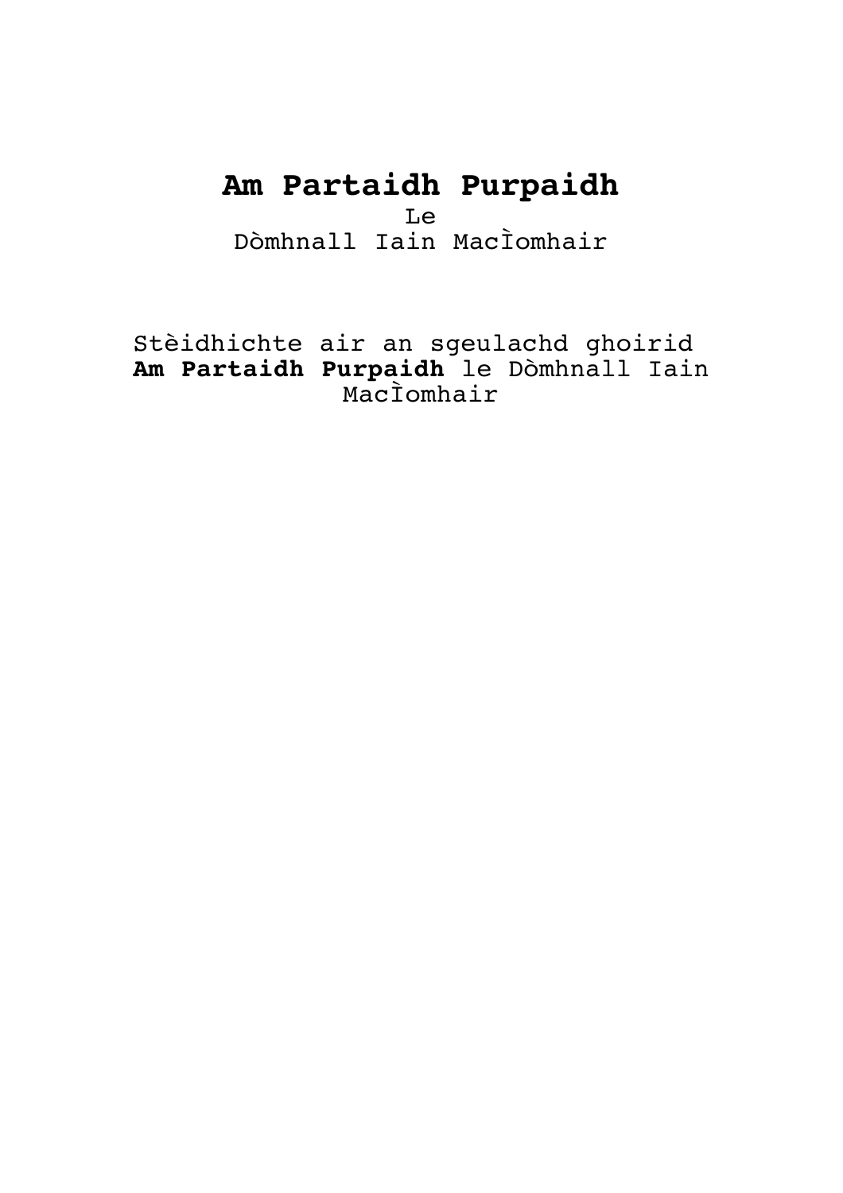# Am Partaidh Purpaidh

Le

Dòmhnall Iain MacÌomhair

Stèidhichte air an sgeulachd ghoirid **Am Partaidh Purpaidh** le Dòmhnall Iain MacÌomhair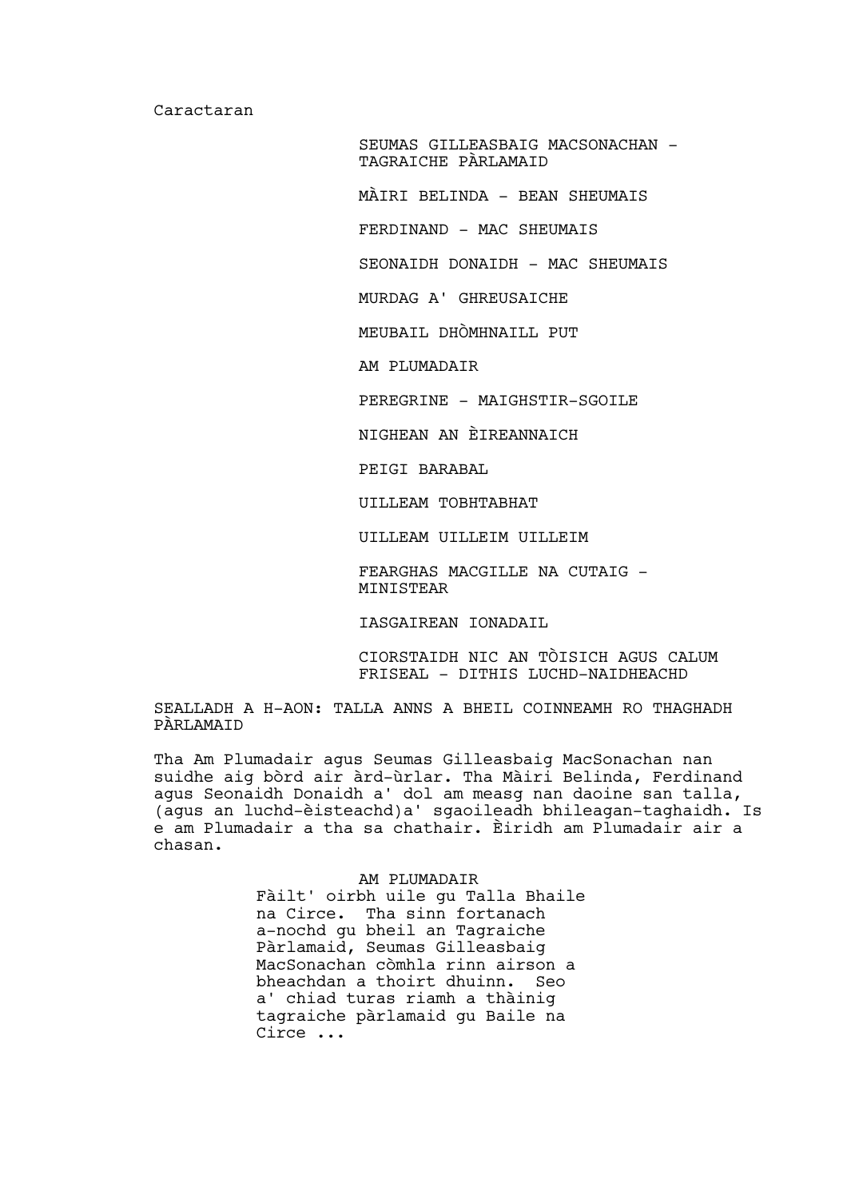Caractaran

SEUMAS GILLEASBAIG MACSONACHAN - TAGRAICHE PÀRLAMAID

MÀIRI BELINDA - BEAN SHEUMAIS

FERDINAND - MAC SHEUMAIS

SEONAIDH DONAIDH - MAC SHEUMAIS

MURDAG A' GHREUSAICHE

MEUBAIL DHÒMHNAILL PUT

AM PLUMADAIR

PEREGRINE - MAIGHSTIR-SGOILE

NIGHEAN AN ÈIREANNAICH

PEIGI BARABAL

UILLEAM TOBHTABHAT

UILLEAM UILLEIM UILLEIM

FEARGHAS MACGILLE NA CUTAIG - MINISTEAR

IASGAIREAN IONADAIL

CIORSTAIDH NIC AN TÒISICH AGUS CALUM FRISEAL - DITHIS LUCHD-NAIDHEACHD

SEALLADH A H-AON: TALLA ANNS A BHEIL COINNEAMH RO THAGHADH PÀRLAMAID

Tha Am Plumadair agus Seumas Gilleasbaig MacSonachan nan suidhe aig bòrd air àrd-ùrlar. Tha Màiri Belinda, Ferdinand agus Seonaidh Donaidh a' dol am measg nan daoine san talla, (agus an luchd-èisteachd)a' sgaoileadh bhileagan-taghaidh. Is e am Plumadair a tha sa chathair. Èiridh am Plumadair air a chasan.

AM PLUMADAIR

Fàilt' oirbh uile gu Talla Bhaile na Circe. Tha sinn fortanach a-nochd gu bheil an Tagraiche Pàrlamaid, Seumas Gilleasbaig MacSonachan còmhla rinn airson a bheachdan a thoirt dhuinn. Seo a' chiad turas riamh a thàinig tagraiche pàrlamaid gu Baile na Circe ...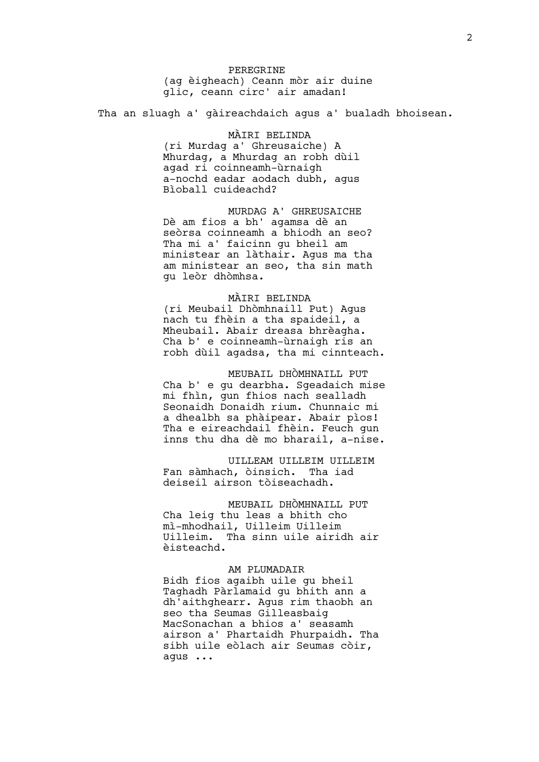PEREGRINE
(ag èigheach) Ceann mòr air duine glic, ceann circ' air amadan!

Tha an sluagh a' gàireachdaich agus a' bualadh bhoisean.

MÀIRI BELINDA
(ri Murdag a' Ghreusaiche) A Mhurdag, a Mhurdag an robh dùil agad ri coinneamh-ùrnaigh a-nochd eadar aodach dubh, agus Bìoball cuideachd?

MURDAG A' GHREUSAICHE
Dè am fios a bh' agamsa dè an seòrsa coinneamh a bhiodh an seo? Tha mi a' faicinn gu bheil am ministear an làthair. Agus ma tha am ministear an seo, tha sin math gu leòr dhòmhsa.

MÀIRI BELINDA
(ri Meubail Dhòmhnaill Put) Agus nach tu fhèin a tha spaideil, a Mheubail. Abair dreasa bhrèagha. Cha b' e coinneamh-ùrnaigh ris an robh dùil agadsa, tha mi cinnteach.

MEUBAIL DHÒMHNAILL PUT
Cha b' e gu dearbha. Sgeadaich mise mi fhìn, gun fhios nach sealladh Seonaidh Donaidh rium. Chunnaic mi a dhealbh sa phàipear. Abair pìos! Tha e eireachdail fhèin. Feuch gun inns thu dha dè mo bharail, a-nise.

UILLEAM UILLEIM UILLEIM
Fan sàmhach, òinsich. Tha iad deiseil airson tòiseachadh.

MEUBAIL DHÒMHNAILL PUT
Cha leig thu leas a bhith cho mì-mhodhail, Uilleim Uilleim Uilleim. Tha sinn uile airidh air èisteachd.

AM PLUMADAIR
Bidh fios agaibh uile gu bheil Taghadh Pàrlamaid gu bhith ann a dh'aithghearr. Agus rim thaobh an seo tha Seumas Gilleasbaig MacSonachan a bhios a' seasamh airson a' Phartaidh Phurpaidh. Tha sibh uile eòlach air Seumas còir, agus ...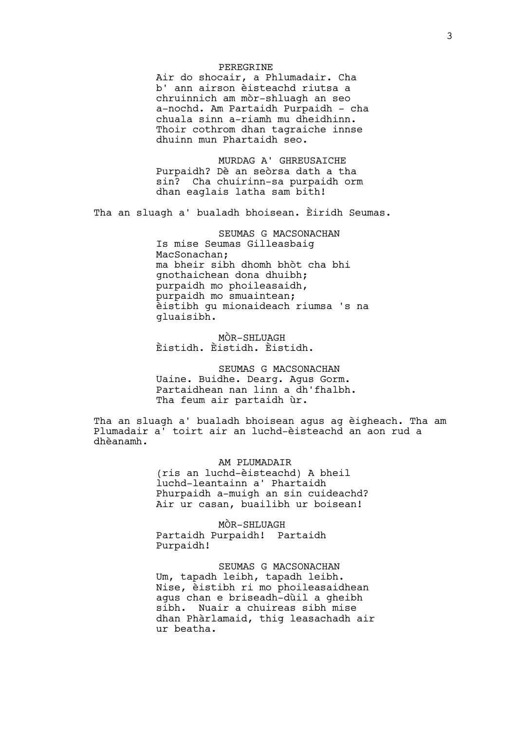PEREGRINE

Air do shocair, a Phlumadair. Cha b' ann airson èisteachd riutsa a chruinnich am mòr-shluagh an seo a-nochd. Am Partaidh Purpaidh - cha chuala sinn a-riamh mu dheidhinn. Thoir cothrom dhan tagraiche innse dhuinn mun Phartaidh seo.

MURDAG A' GHREUSAICHE

Purpaidh? Dè an seòrsa dath a tha sin? Cha chuirinn-sa purpaidh orm dhan eaglais latha sam bith!

Tha an sluagh a' bualadh bhoisean. Èiridh Seumas.

SEUMAS G MACSONACHAN

Is mise Seumas Gilleasbaig MacSonachan;
ma bheir sibh dhomh bhòt cha bhi gnothaichean dona dhuibh;
purpaidh mo phoileasaidh,
purpaidh mo smuaintean;
èistibh gu mionaideach riumsa 's na gluaisibh.

MÒR-SHLUAGH

Èistidh. Èistidh. Èistidh.

SEUMAS G MACSONACHAN

Uaine. Buidhe. Dearg. Agus Gorm. Partaidhean nan linn a dh'fhalbh. Tha feum air partaidh ùr.

Tha an sluagh a' bualadh bhoisean agus ag èigheach. Tha am Plumadair a' toirt air an luchd-èisteachd an aon rud a dhèanamh.

AM PLUMADAIR

(ris an luchd-èisteachd) A bheil luchd-leantainn a' Phartaidh Phurpaidh a-muigh an sin cuideachd? Air ur casan, buailibh ur boisean!

MÒR-SHLUAGH

Partaidh Purpaidh! Partaidh Purpaidh!

SEUMAS G MACSONACHAN

Um, tapadh leibh, tapadh leibh. Nise, èistibh ri mo phoileasaidhean agus chan e briseadh-dùil a gheibh sibh. Nuair a chuireas sibh mise dhan Phàrlamaid, thig leasachadh air ur beatha.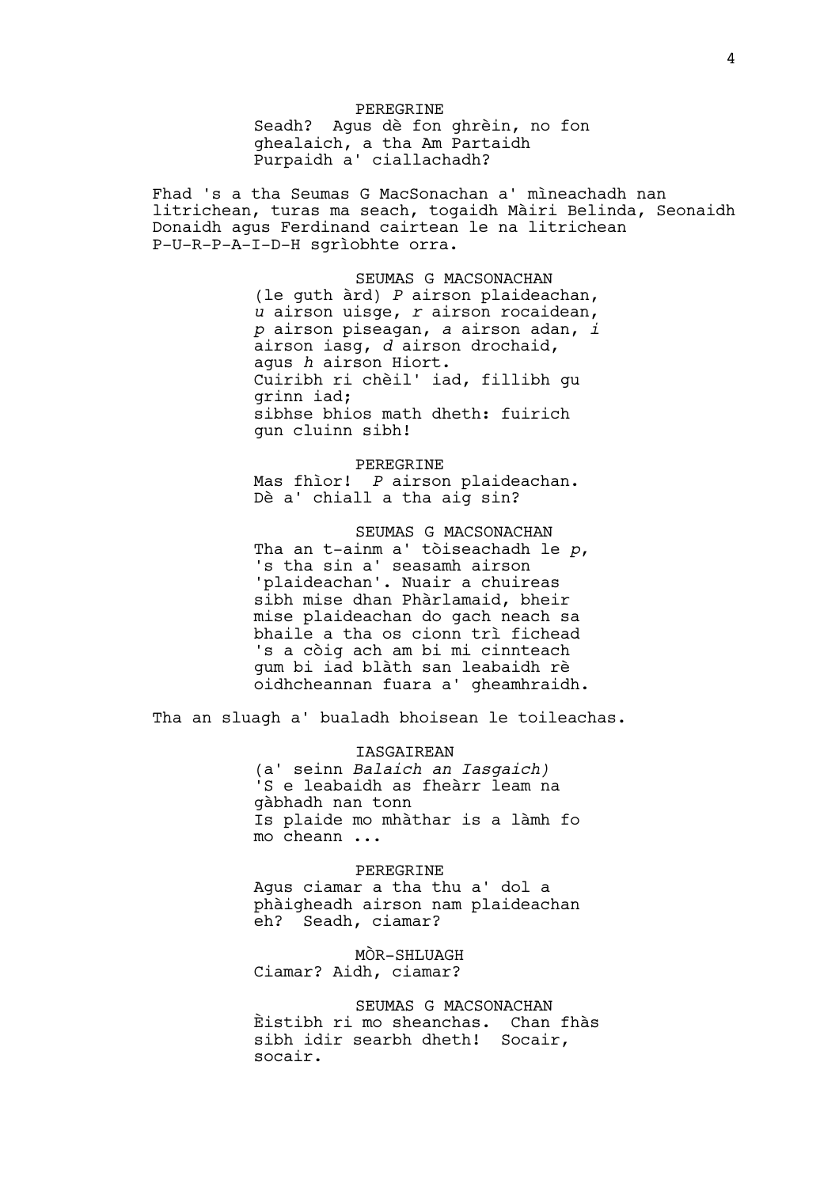PEREGRINE
Seadh? Agus dè fon ghrèin, no fon ghealaich, a tha Am Partaidh Purpaidh a' ciallachadh?

Fhad 's a tha Seumas G MacSonachan a' mìneachadh nan litrichean, turas ma seach, togaidh Màiri Belinda, Seonaidh Donaidh agus Ferdinand cairtean le na litrichean P-U-R-P-A-I-D-H sgrìobhte orra.

SEUMAS G MACSONACHAN
(le guth àrd) *P* airson plaideachan, *u* airson uisge, *r* airson rocaidean, *p* airson piseagan, *a* airson adan, *i* airson iasg, *d* airson drochaid, agus *h* airson Hiort.
Cuiribh ri chèil' iad, fillibh gu grinn iad;
sibhse bhios math dheth: fuirich gun cluinn sibh!

PEREGRINE
Mas fhìor! *P* airson plaideachan. Dè a' chiall a tha aig sin?

SEUMAS G MACSONACHAN
Tha an t-ainm a' tòiseachadh le *p*, 's tha sin a' seasamh airson 'plaideachan'. Nuair a chuireas sibh mise dhan Phàrlamaid, bheir mise plaideachan do gach neach sa bhaile a tha os cionn trì fichead 's a còig ach am bi mi cinnteach gum bi iad blàth san leabaidh rè oidhcheannan fuara a' gheamhraidh.

Tha an sluagh a' bualadh bhoisean le toileachas.

IASGAIREAN
(a' seinn *Balaich an Iasgaich)*
'S e leabaidh as fheàrr leam na gàbhadh nan tonn
Is plaide mo mhàthar is a làmh fo mo cheann ...

PEREGRINE
Agus ciamar a tha thu a' dol a phàigheadh airson nam plaideachan eh? Seadh, ciamar?

MÒR-SHLUAGH
Ciamar? Aidh, ciamar?

SEUMAS G MACSONACHAN
Èistibh ri mo sheanchas. Chan fhàs sibh idir searbh dheth! Socair, socair.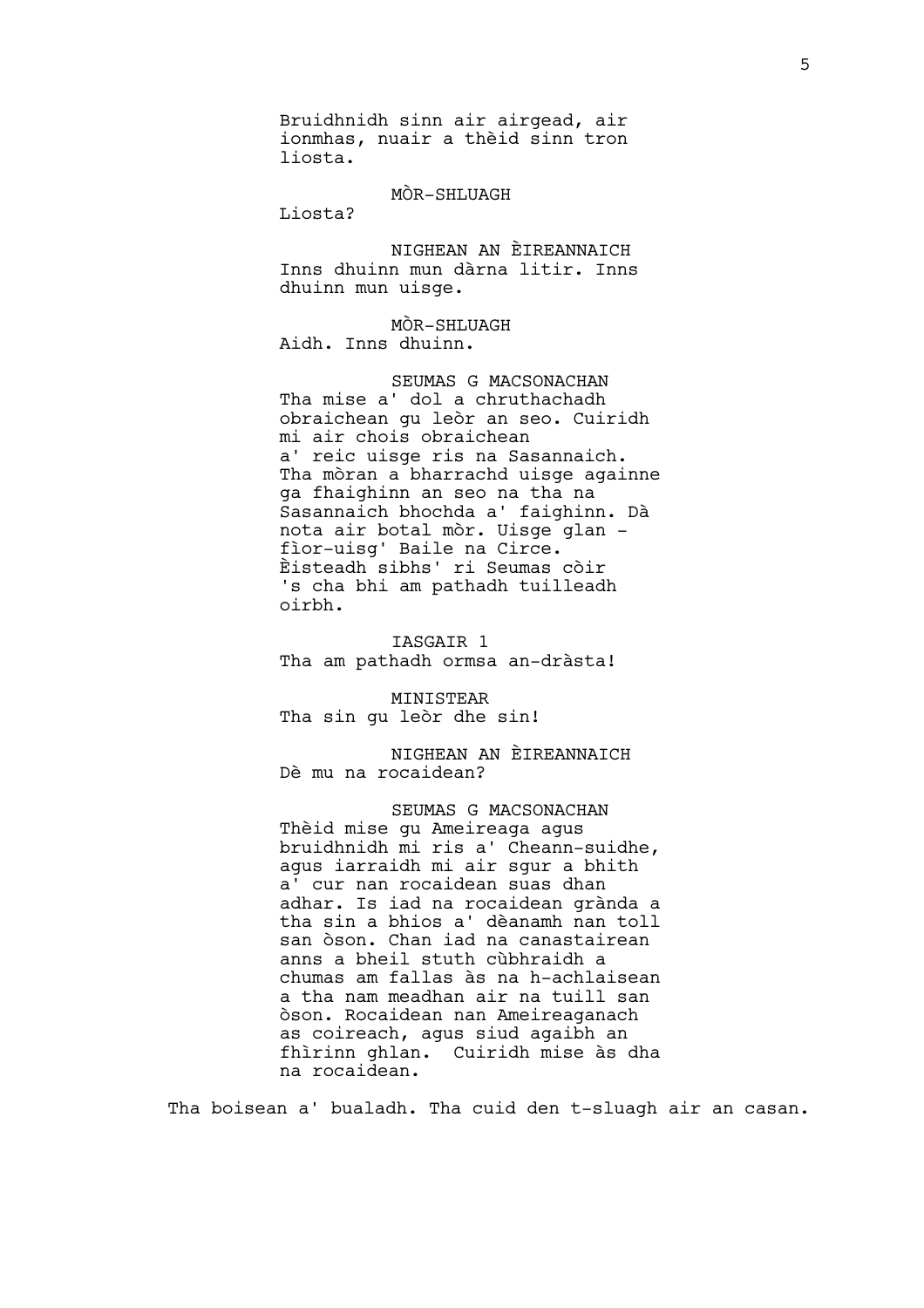Bruidhnidh sinn air airgead, air ionmhas, nuair a thèid sinn tron liosta.

MÒR-SHLUAGH

Liosta?

NIGHEAN AN ÈIREANNAICH

Inns dhuinn mun dàrna litir. Inns dhuinn mun uisge.

MÒR-SHLUAGH

Aidh. Inns dhuinn.

SEUMAS G MACSONACHAN

Tha mise a' dol a chruthachadh obraichean gu leòr an seo. Cuiridh mi air chois obraichean a' reic uisge ris na Sasannaich. Tha mòran a bharrachd uisge againne ga fhaighinn an seo na tha na Sasannaich bhochda a' faighinn. Dà nota air botal mòr. Uisge glan - fìor-uisg' Baile na Circe. Èisteadh sibhs' ri Seumas còir 's cha bhi am pathadh tuilleadh oirbh.

IASGAIR 1

Tha am pathadh ormsa an-dràsta!

MINISTEAR

Tha sin gu leòr dhe sin!

NIGHEAN AN ÈIREANNAICH

Dè mu na rocaidean?

SEUMAS G MACSONACHAN

Thèid mise gu Ameireaga agus bruidhnidh mi ris a' Cheann-suidhe, agus iarraidh mi air sgur a bhith a' cur nan rocaidean suas dhan adhar. Is iad na rocaidean grànda a tha sin a bhios a' dèanamh nan toll san òson. Chan iad na canastairean anns a bheil stuth cùbhraidh a chumas am fallas às na h-achlaisean a tha nam meadhan air na tuill san òson. Rocaidean nan Ameireaganach as coireach, agus siud agaibh an fhìrinn ghlan.  Cuiridh mise às dha na rocaidean.

Tha boisean a' bualadh. Tha cuid den t-sluagh air an casan.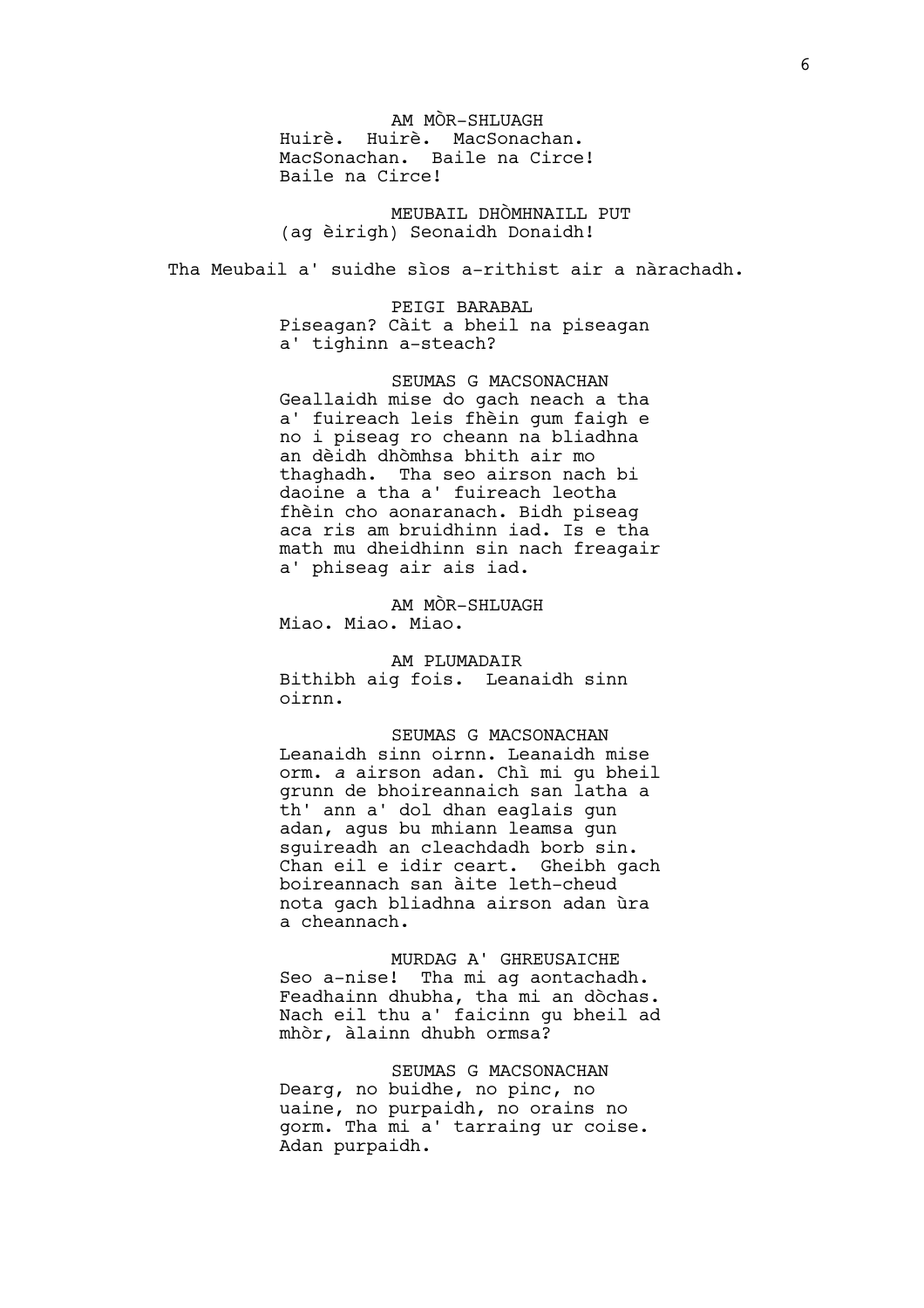AM MÒR-SHLUAGH
Huirè. Huirè. MacSonachan. MacSonachan. Baile na Circe! Baile na Circe!

MEUBAIL DHÒMHNAILL PUT
(ag èirigh) Seonaidh Donaidh!

Tha Meubail a' suidhe sìos a-rithist air a nàrachadh.

PEIGI BARABAL
Piseagan? Càit a bheil na piseagan a' tighinn a-steach?

SEUMAS G MACSONACHAN
Geallaidh mise do gach neach a tha a' fuireach leis fhèin gum faigh e no i piseag ro cheann na bliadhna an dèidh dhòmhsa bhith air mo thaghadh. Tha seo airson nach bi daoine a tha a' fuireach leotha fhèin cho aonaranach. Bidh piseag aca ris am bruidhinn iad. Is e tha math mu dheidhinn sin nach freagair a' phiseag air ais iad.

AM MÒR-SHLUAGH
Miao. Miao. Miao.

AM PLUMADAIR
Bithibh aig fois. Leanaidh sinn oirnn.

SEUMAS G MACSONACHAN
Leanaidh sinn oirnn. Leanaidh mise orm. *a* airson adan. Chì mi gu bheil grunn de bhoireannaich san latha a th' ann a' dol dhan eaglais gun adan, agus bu mhiann leamsa gun sguireadh an cleachdadh borb sin. Chan eil e idir ceart. Gheibh gach boireannach san àite leth-cheud nota gach bliadhna airson adan ùra a cheannach.

MURDAG A' GHREUSAICHE
Seo a-nise! Tha mi ag aontachadh. Feadhainn dhubha, tha mi an dòchas. Nach eil thu a' faicinn gu bheil ad mhòr, àlainn dhubh ormsa?

SEUMAS G MACSONACHAN
Dearg, no buidhe, no pinc, no uaine, no purpaidh, no orains no gorm. Tha mi a' tarraing ur coise. Adan purpaidh.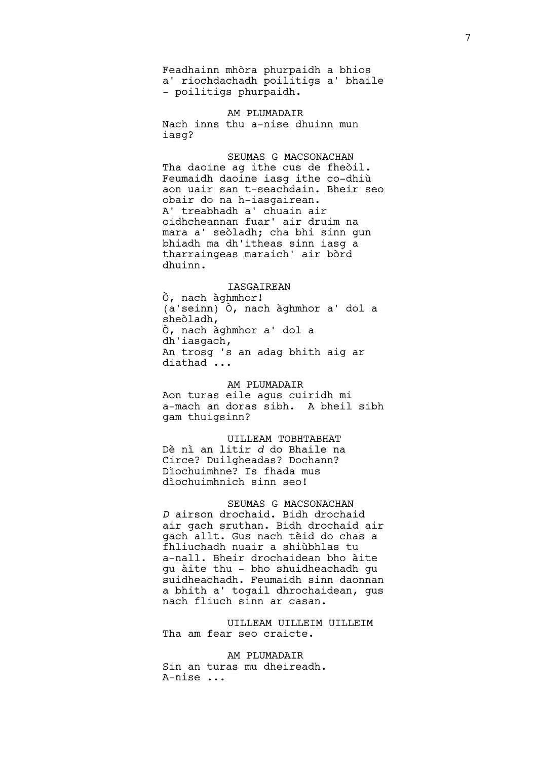Feadhainn mhòra phurpaidh a bhios a' riochdachadh poilitigs a' bhaile - poilitigs phurpaidh.

AM PLUMADAIR
Nach inns thu a-nise dhuinn mun iasg?

SEUMAS G MACSONACHAN
Tha daoine ag ithe cus de fheòil. Feumaidh daoine iasg ithe co-dhiù aon uair san t-seachdain. Bheir seo obair do na h-iasgairean. A' treabhadh a' chuain air oidhcheannan fuar' air druim na mara a' seòladh; cha bhi sinn gun bhiadh ma dh'itheas sinn iasg a tharraingeas maraich' air bòrd dhuinn.

IASGAIREAN
Ò, nach àghmhor!
(a'seinn) Ò, nach àghmhor a' dol a sheòladh,
Ò, nach àghmhor a' dol a dh'iasgach,
An trosg 's an adag bhith aig ar diathad ...

AM PLUMADAIR
Aon turas eile agus cuiridh mi a-mach an doras sibh.  A bheil sibh gam thuigsinn?

UILLEAM TOBHTABHAT
Dè nì an litir *d* do Bhaile na Circe? Duilgheadas? Dochann? Dìochuimhne? Is fhada mus dìochuimhnich sinn seo!

SEUMAS G MACSONACHAN
*D* airson drochaid. Bidh drochaid air gach sruthan. Bidh drochaid air gach allt. Gus nach tèid do chas a fhliuchadh nuair a shiùbhlas tu a-nall. Bheir drochaidean bho àite gu àite thu - bho shuidheachadh gu suidheachadh. Feumaidh sinn daonnan a bhith a' togail dhrochaidean, gus nach fliuch sinn ar casan.

UILLEAM UILLEIM UILLEIM
Tha am fear seo craicte.

AM PLUMADAIR
Sin an turas mu dheireadh.
A-nise ...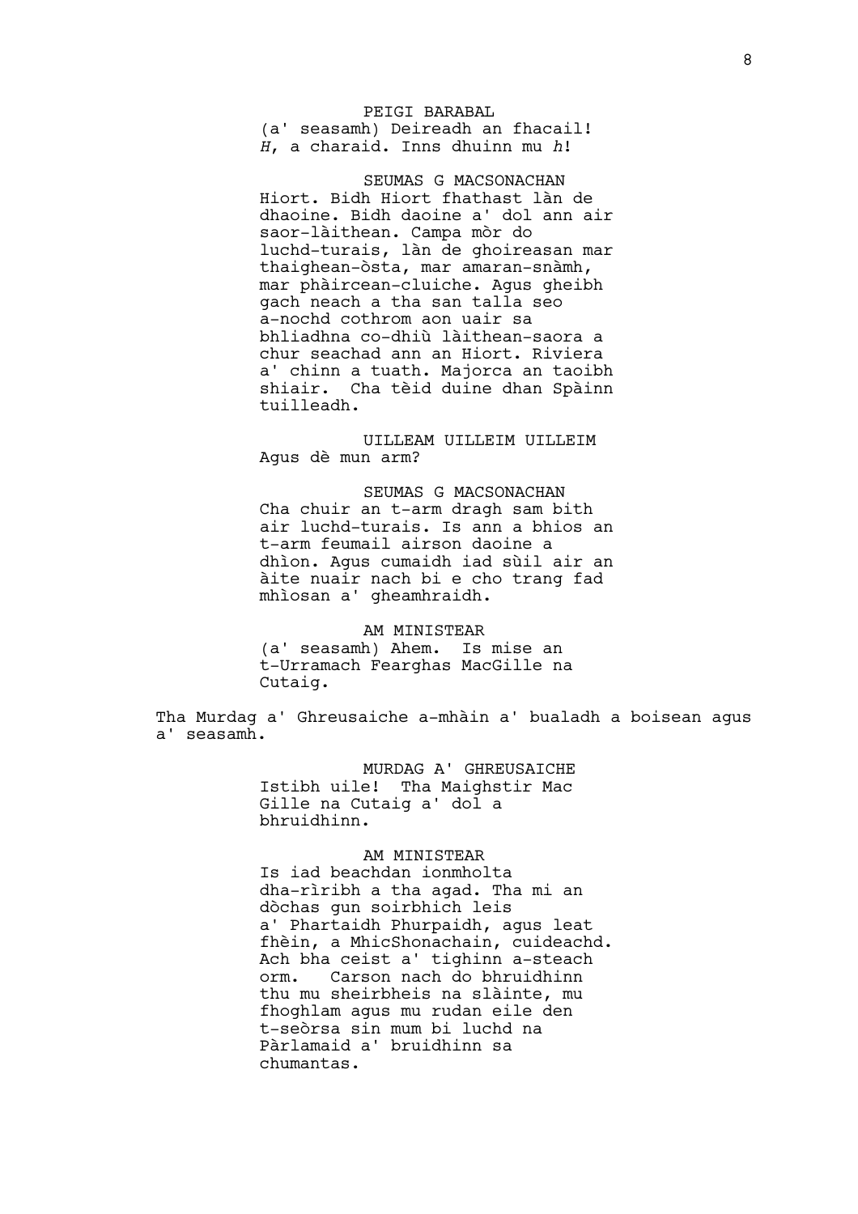PEIGI BARABAL
(a' seasamh) Deireadh an fhacail! *H*, a charaid. Inns dhuinn mu *h*!

SEUMAS G MACSONACHAN
Hiort. Bidh Hiort fhathast làn de dhaoine. Bidh daoine a' dol ann air saor-làithean. Campa mòr do luchd-turais, làn de ghoireasan mar thaighean-òsta, mar amaran-snàmh, mar phàircean-cluiche. Agus gheibh gach neach a tha san talla seo a-nochd cothrom aon uair sa bhliadhna co-dhiù làithean-saora a chur seachad ann an Hiort. Riviera a' chinn a tuath. Majorca an taoibh shiair. Cha tèid duine dhan Spàinn tuilleadh.

UILLEAM UILLEIM UILLEIM
Agus dè mun arm?

SEUMAS G MACSONACHAN
Cha chuir an t-arm dragh sam bith air luchd-turais. Is ann a bhios an t-arm feumail airson daoine a dhìon. Agus cumaidh iad sùil air an àite nuair nach bi e cho trang fad mhìosan a' gheamhraidh.

AM MINISTEAR
(a' seasamh) Ahem. Is mise an t-Urramach Fearghas MacGille na Cutaig.

Tha Murdag a' Ghreusaiche a-mhàin a' bualadh a boisean agus a' seasamh.

MURDAG A' GHREUSAICHE
Istibh uile! Tha Maighstir Mac Gille na Cutaig a' dol a bhruidhinn.

AM MINISTEAR
Is iad beachdan ionmholta dha-rìribh a tha agad. Tha mi an dòchas gun soirbhich leis a' Phartaidh Phurpaidh, agus leat fhèin, a MhicShonachain, cuideachd. Ach bha ceist a' tighinn a-steach orm. Carson nach do bhruidhinn thu mu sheirbheis na slàinte, mu fhoghlam agus mu rudan eile den t-seòrsa sin mum bi luchd na Pàrlamaid a' bruidhinn sa chumantas.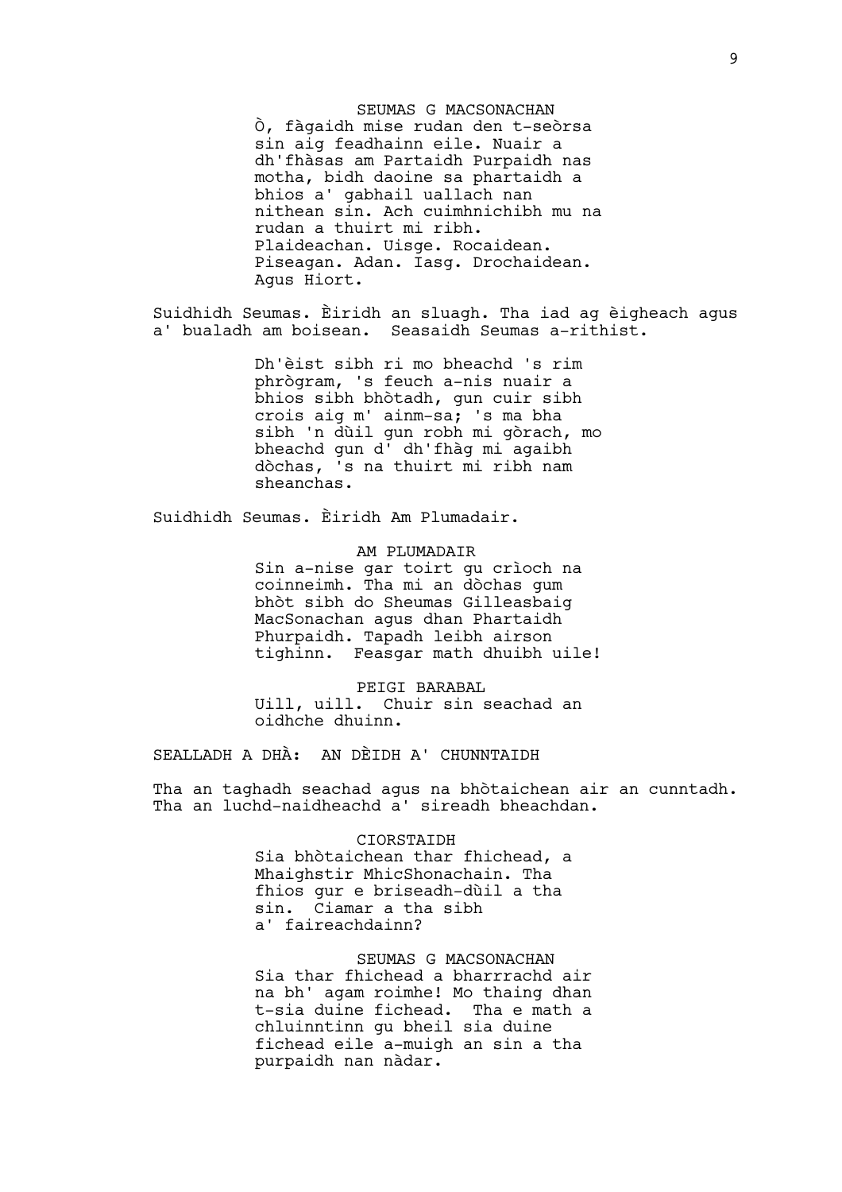SEUMAS G MACSONACHAN

Ò, fàgaidh mise rudan den t-seòrsa sin aig feadhainn eile. Nuair a dh'fhàsas am Partaidh Purpaidh nas motha, bidh daoine sa phartaidh a bhios a' gabhail uallach nan nithean sin. Ach cuimhnichibh mu na rudan a thuirt mi ribh. Plaideachan. Uisge. Rocaidean. Piseagan. Adan. Iasg. Drochaidean. Agus Hiort.

Suidhidh Seumas. Èiridh an sluagh. Tha iad ag èigheach agus a' bualadh am boisean. Seasaidh Seumas a-rithist.

Dh'èist sibh ri mo bheachd 's rim phrògram, 's feuch a-nis nuair a bhios sibh bhòtadh, gun cuir sibh crois aig m' ainm-sa; 's ma bha sibh 'n dùil gun robh mi gòrach, mo bheachd gun d' dh'fhàg mi agaibh dòchas, 's na thuirt mi ribh nam sheanchas.

Suidhidh Seumas. Èiridh Am Plumadair.

AM PLUMADAIR

Sin a-nise gar toirt gu crìoch na coinneimh. Tha mi an dòchas gum bhòt sibh do Sheumas Gilleasbaig MacSonachan agus dhan Phartaidh Phurpaidh. Tapadh leibh airson tighinn. Feasgar math dhuibh uile!

PEIGI BARABAL

Uill, uill. Chuir sin seachad an oidhche dhuinn.

SEALLADH A DHÀ: AN DÈIDH A' CHUNNTAIDH

Tha an taghadh seachad agus na bhòtaichean air an cunntadh. Tha an luchd-naidheachd a' sireadh bheachdan.

CIORSTAIDH

Sia bhòtaichean thar fhichead, a Mhaighstir MhicShonachain. Tha fhios gur e briseadh-dùil a tha sin. Ciamar a tha sibh a' faireachdainn?

SEUMAS G MACSONACHAN

Sia thar fhichead a bharrrachd air na bh' agam roimhe! Mo thaing dhan t-sia duine fichead. Tha e math a chluinntinn gu bheil sia duine fichead eile a-muigh an sin a tha purpaidh nan nàdar.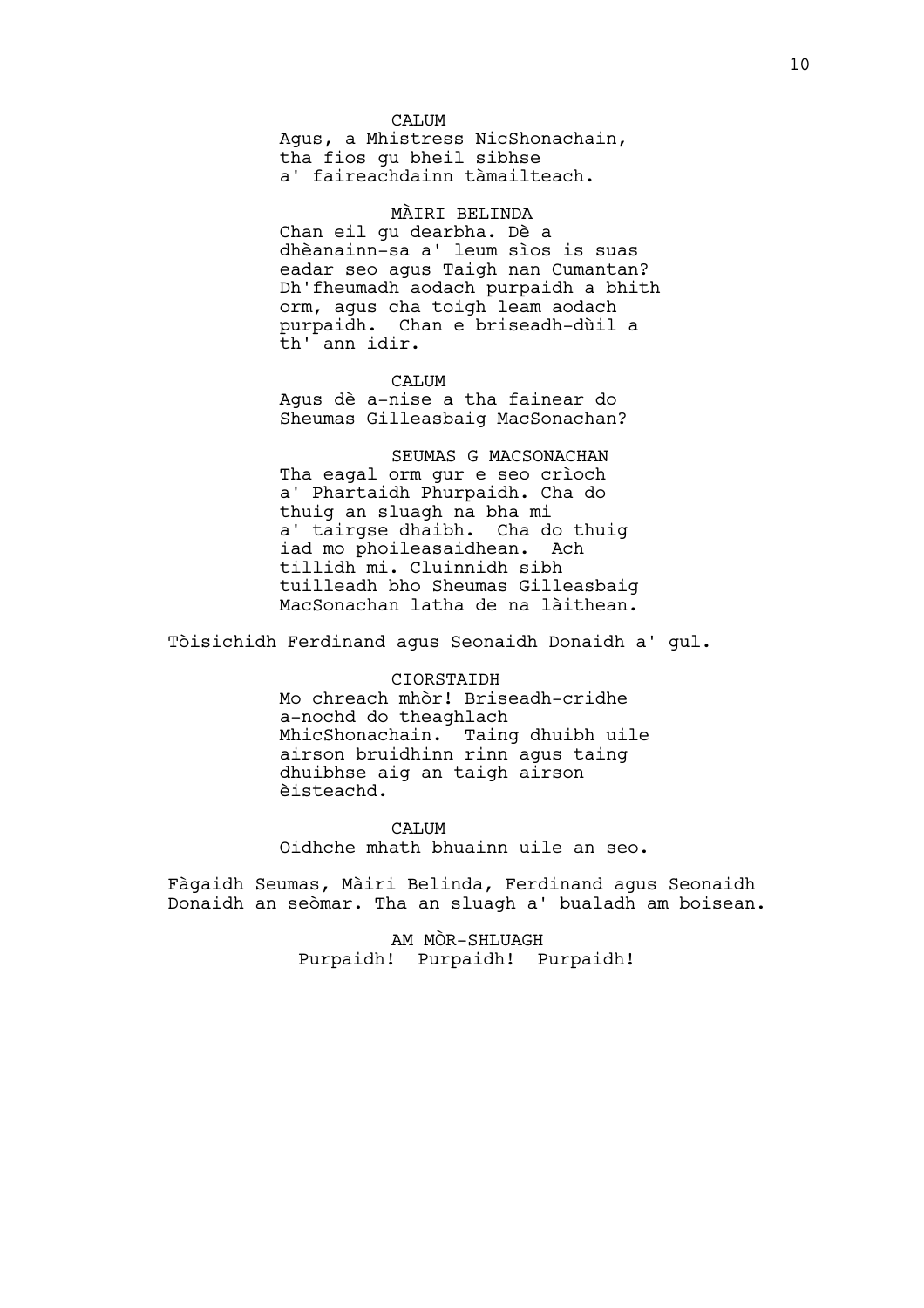CALUM

Agus, a Mhistress NicShonachain, tha fios gu bheil sibhse a' faireachdainn tàmailteach.

MÀIRI BELINDA

Chan eil gu dearbha. Dè a dhèanainn-sa a' leum sìos is suas eadar seo agus Taigh nan Cumantan? Dh'fheumadh aodach purpaidh a bhith orm, agus cha toigh leam aodach purpaidh. Chan e briseadh-dùil a th' ann idir.

CALUM

Agus dè a-nise a tha fainear do Sheumas Gilleasbaig MacSonachan?

SEUMAS G MACSONACHAN

Tha eagal orm gur e seo crìoch a' Phartaidh Phurpaidh. Cha do thuig an sluagh na bha mi a' tairgse dhaibh. Cha do thuig iad mo phoileasaidhean. Ach tillidh mi. Cluinnidh sibh tuilleadh bho Sheumas Gilleasbaig MacSonachan latha de na làithean.

Tòisichidh Ferdinand agus Seonaidh Donaidh a' gul.

CIORSTAIDH

Mo chreach mhòr! Briseadh-cridhe a-nochd do theaghlach MhicShonachain. Taing dhuibh uile airson bruidhinn rinn agus taing dhuibhse aig an taigh airson èisteachd.

CALUM

Oidhche mhath bhuainn uile an seo.

Fàgaidh Seumas, Màiri Belinda, Ferdinand agus Seonaidh Donaidh an seòmar. Tha an sluagh a' bualadh am boisean.

AM MÒR-SHLUAGH

Purpaidh! Purpaidh! Purpaidh!